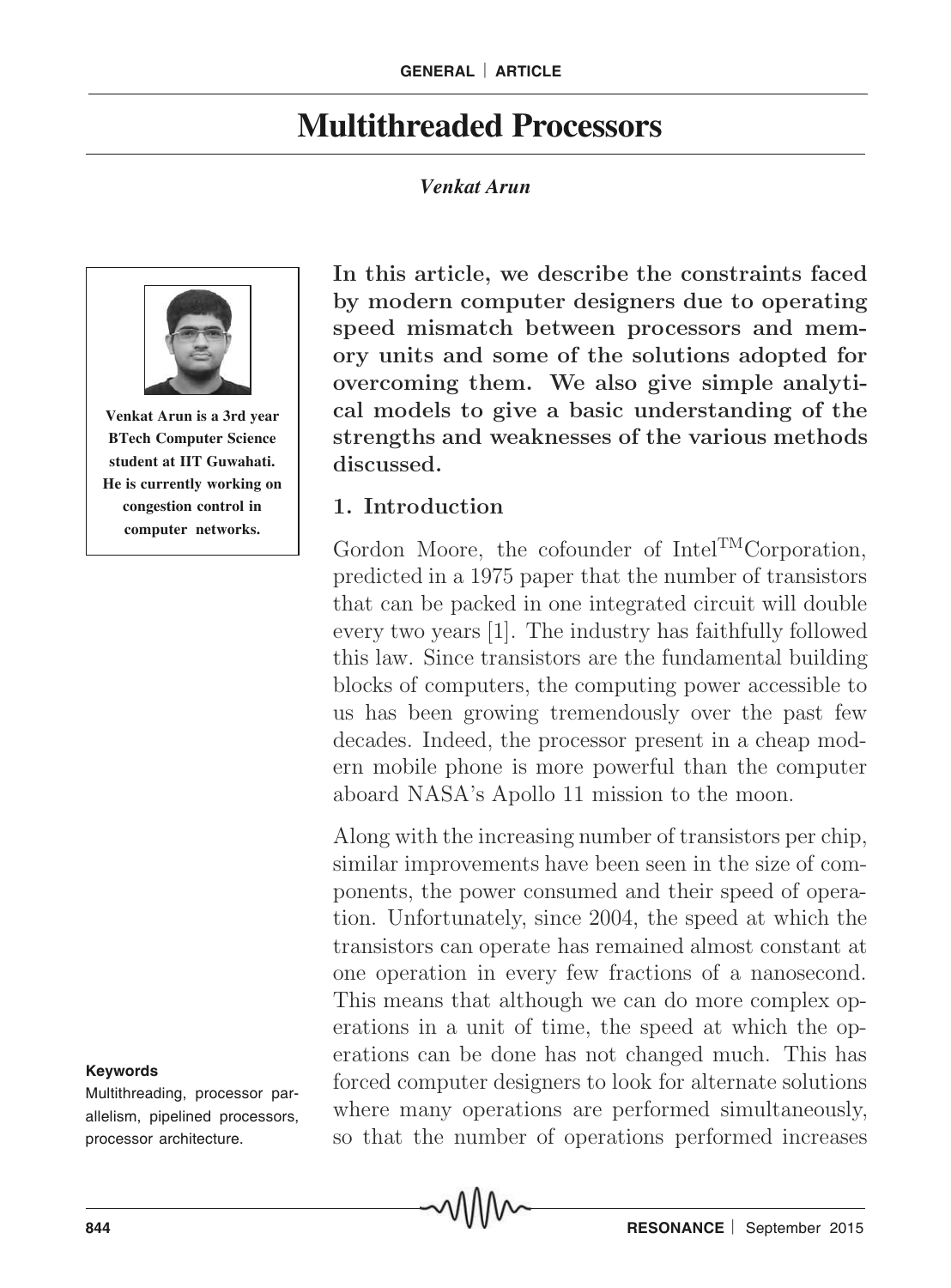# Multithreaded Processors

*Venkat Arun*

**Venkat Arun is a 3rd year BTech Computer Science student at IIT Guwahati. He is currently working on congestion control in computer networks.**

**In this article, we describe the constraints faced by modern computer designers due to operating speed mismatch between processors and memory units and some of the solutions adopted for overcoming them. We also give simple analytical models to give a basic understanding of the strengths and weaknesses of the various methods discussed.**

## 1. Introduction

Gordon Moore, the cofounder of Intel™Corporation, predicted in a 1975 paper that the number of transistors that can be packed in one integrated circuit will double every two years [1]. The industry has faithfully followed this law. Since transistors are the fundamental building blocks of computers, the computing power accessible to us has been growing tremendously over the past few decades. Indeed, the processor present in a cheap modern mobile phone is more powerful than the computer aboard NASA's Apollo 11 mission to the moon.

Along with the increasing number of transistors per chip, similar improvements have been seen in the size of components, the power consumed and their speed of operation. Unfortunately, since 2004, the speed at which the transistors can operate has remained almost constant at one operation in every few fractions of a nanosecond. This means that although we can do more complex operations in a unit of time, the speed at which the operations can be done has not changed much. This has forced computer designers to look for alternate solutions where many operations are performed simultaneously, so that the number of operations performed increases

**Keywords**

Multithreading, processor parallelism, pipelined processors, processor architecture.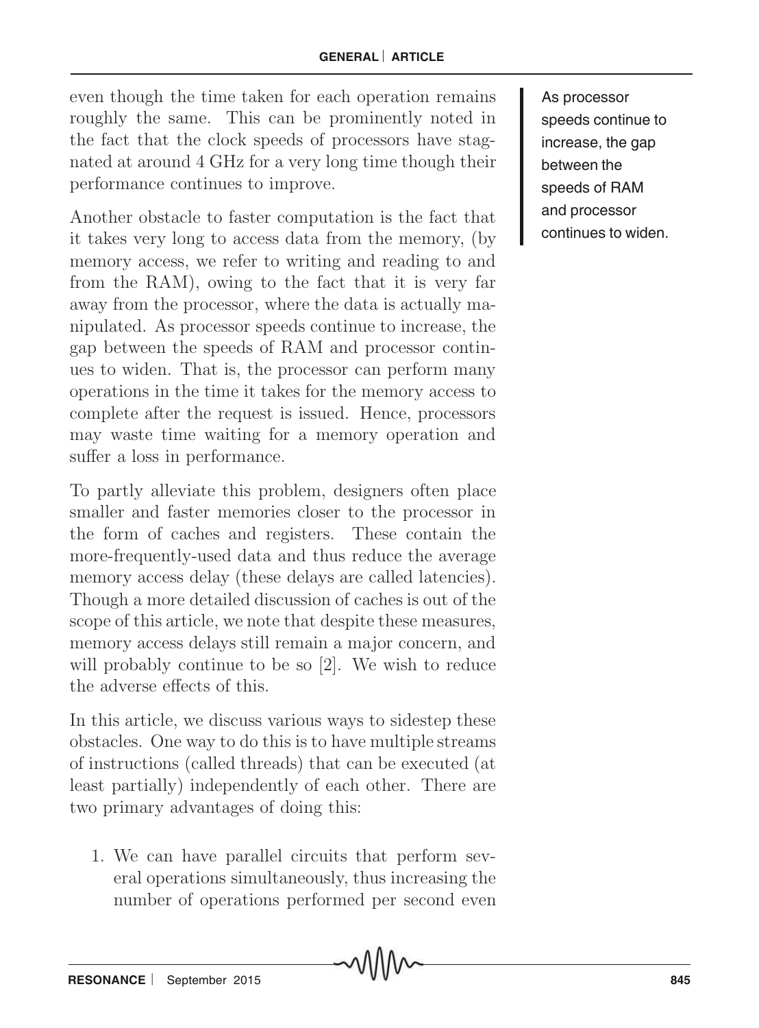even though the time taken for each operation remains roughly the same. This can be prominently noted in the fact that the clock speeds of processors have stagnated at around 4 GHz for a very long time though their performance continues to improve.

Another obstacle to faster computation is the fact that it takes very long to access data from the memory, (by memory access, we refer to writing and reading to and from the RAM), owing to the fact that it is very far away from the processor, where the data is actually manipulated. As processor speeds continue to increase, the gap between the speeds of RAM and processor continues to widen. That is, the processor can perform many operations in the time it takes for the memory access to complete after the request is issued. Hence, processors may waste time waiting for a memory operation and suffer a loss in performance.

> As processor speeds continue to increase, the gap between the speeds of RAM and processor continues to widen.

To partly alleviate this problem, designers often place smaller and faster memories closer to the processor in the form of caches and registers. These contain the more-frequently-used data and thus reduce the average memory access delay (these delays are called latencies). Though a more detailed discussion of caches is out of the scope of this article, we note that despite these measures, memory access delays still remain a major concern, and will probably continue to be so [2]. We wish to reduce the adverse effects of this.

In this article, we discuss various ways to sidestep these obstacles. One way to do this is to have multiple streams of instructions (called threads) that can be executed (at least partially) independently of each other. There are two primary advantages of doing this:

1. We can have parallel circuits that perform several operations simultaneously, thus increasing the number of operations performed per second even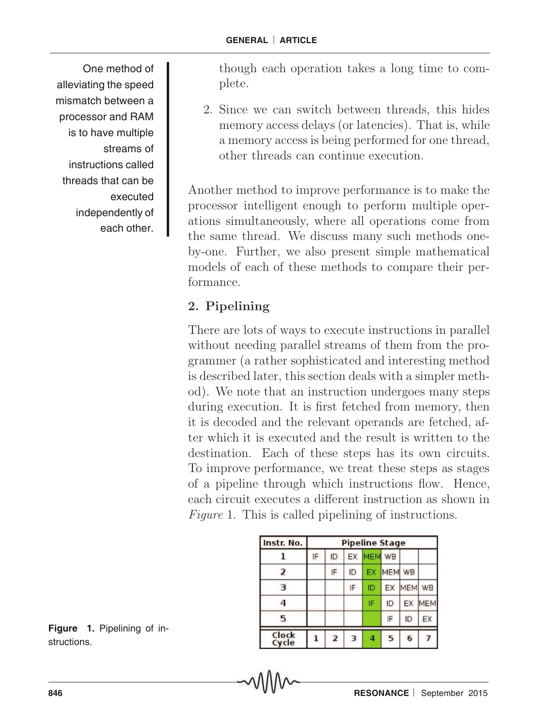though each operation takes a long time to complete.

2. Since we can switch between threads, this hides memory access delays (or latencies). That is, while a memory access is being performed for one thread, other threads can continue execution.

One method of alleviating the speed mismatch between a processor and RAM is to have multiple streams of instructions called threads that can be executed independently of each other.

Another method to improve performance is to make the processor intelligent enough to perform multiple operations simultaneously, where all operations come from the same thread. We discuss many such methods one-by-one. Further, we also present simple mathematical models of each of these methods to compare their performance.

## 2. Pipelining

There are lots of ways to execute instructions in parallel without needing parallel streams of them from the programmer (a rather sophisticated and interesting method is described later, this section deals with a simpler method). We note that an instruction undergoes many steps during execution. It is first fetched from memory, then it is decoded and the relevant operands are fetched, after which it is executed and the result is written to the destination. Each of these steps has its own circuits. To improve performance, we treat these steps as stages of a pipeline through which instructions flow. Hence, each circuit executes a different instruction as shown in *Figure* 1. This is called pipelining of instructions.

| Instr. No. | Pipeline Stage | | | | | | |
|---|---|---|---|---|---|---|---|
| 1 | IF | ID | EX | MEM | WB | | |
| 2 | | IF | ID | EX | MEM | WB | |
| 3 | | | IF | ID | EX | MEM | WB |
| 4 | | | | IF | ID | EX | MEM |
| 5 | | | | | IF | ID | EX |
| Clock Cycle | 1 | 2 | 3 | 4 | 5 | 6 | 7 |

**Figure 1.** Pipelining of instructions.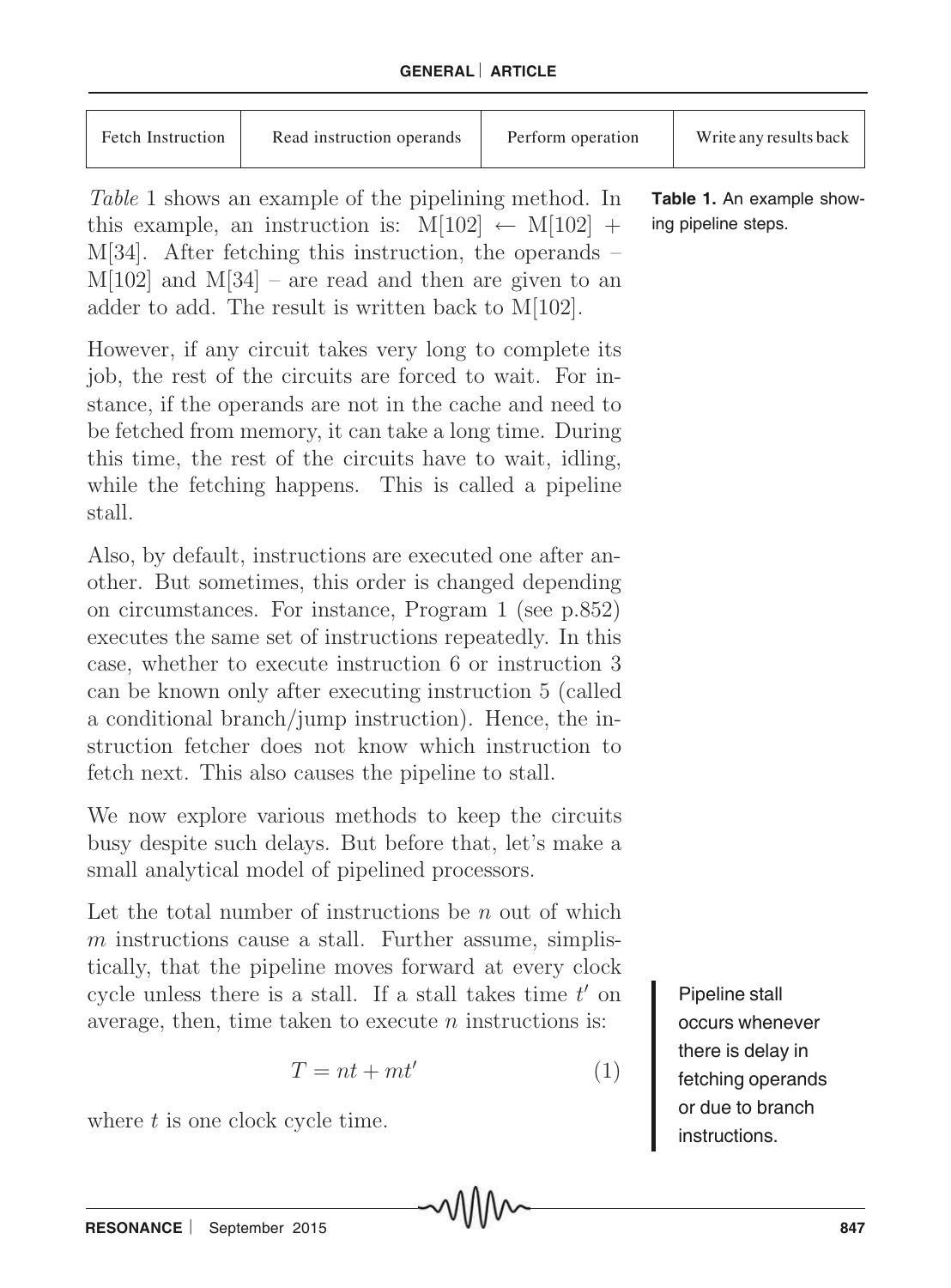| Fetch Instruction | Read instruction operands | Perform operation | Write any results back |
|---|---|---|---|

**Table 1.** An example showing pipeline steps.

*Table* 1 shows an example of the pipelining method. In this example, an instruction is: M[102] ← M[102] + M[34]. After fetching this instruction, the operands – M[102] and M[34] – are read and then are given to an adder to add. The result is written back to M[102].

However, if any circuit takes very long to complete its job, the rest of the circuits are forced to wait. For instance, if the operands are not in the cache and need to be fetched from memory, it can take a long time. During this time, the rest of the circuits have to wait, idling, while the fetching happens. This is called a pipeline stall.

Also, by default, instructions are executed one after another. But sometimes, this order is changed depending on circumstances. For instance, Program 1 (see p.852) executes the same set of instructions repeatedly. In this case, whether to execute instruction 6 or instruction 3 can be known only after executing instruction 5 (called a conditional branch/jump instruction). Hence, the instruction fetcher does not know which instruction to fetch next. This also causes the pipeline to stall.

We now explore various methods to keep the circuits busy despite such delays. But before that, let's make a small analytical model of pipelined processors.

Pipeline stall occurs whenever there is delay in fetching operands or due to branch instructions.

Let the total number of instructions be $n$ out of which $m$ instructions cause a stall. Further assume, simplistically, that the pipeline moves forward at every clock cycle unless there is a stall. If a stall takes time $t'$ on average, then, time taken to execute $n$ instructions is:

$$T = nt + mt' \tag{1}$$

where $t$ is one clock cycle time.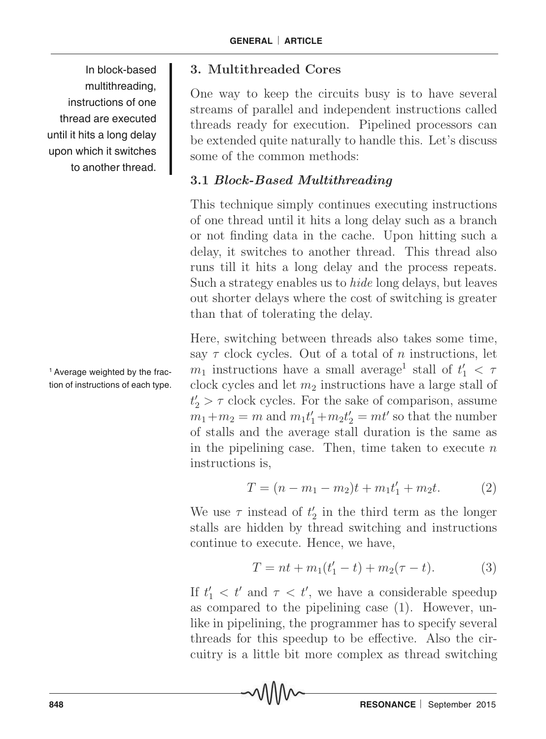In block-based multithreading, instructions of one thread are executed until it hits a long delay upon which it switches to another thread.

## 3. Multithreaded Cores

One way to keep the circuits busy is to have several streams of parallel and independent instructions called threads ready for execution. Pipelined processors can be extended quite naturally to handle this. Let's discuss some of the common methods:

### 3.1 *Block-Based Multithreading*

This technique simply continues executing instructions of one thread until it hits a long delay such as a branch or not finding data in the cache. Upon hitting such a delay, it switches to another thread. This thread also runs till it hits a long delay and the process repeats. Such a strategy enables us to *hide* long delays, but leaves out shorter delays where the cost of switching is greater than that of tolerating the delay.

Here, switching between threads also takes some time, say $\tau$ clock cycles. Out of a total of $n$ instructions, let $m_1$ instructions have a small average[1] stall of $t'_1 < \tau$ clock cycles and let $m_2$ instructions have a large stall of $t'_2 > \tau$ clock cycles. For the sake of comparison, assume $m_1 + m_2 = m$ and $m_1 t'_1 + m_2 t'_2 = mt'$ so that the number of stalls and the average stall duration is the same as in the pipelining case. Then, time taken to execute $n$ instructions is,

$$T = (n - m_1 - m_2)t + m_1 t'_1 + m_2 t. \qquad (2)$$

We use $\tau$ instead of $t'_2$ in the third term as the longer stalls are hidden by thread switching and instructions continue to execute. Hence, we have,

$$T = nt + m_1(t'_1 - t) + m_2(\tau - t). \qquad (3)$$

If $t'_1 < t'$ and $\tau < t'$, we have a considerable speedup as compared to the pipelining case (1). However, unlike in pipelining, the programmer has to specify several threads for this speedup to be effective. Also the circuitry is a little bit more complex as thread switching

[1] Average weighted by the fraction of instructions of each type.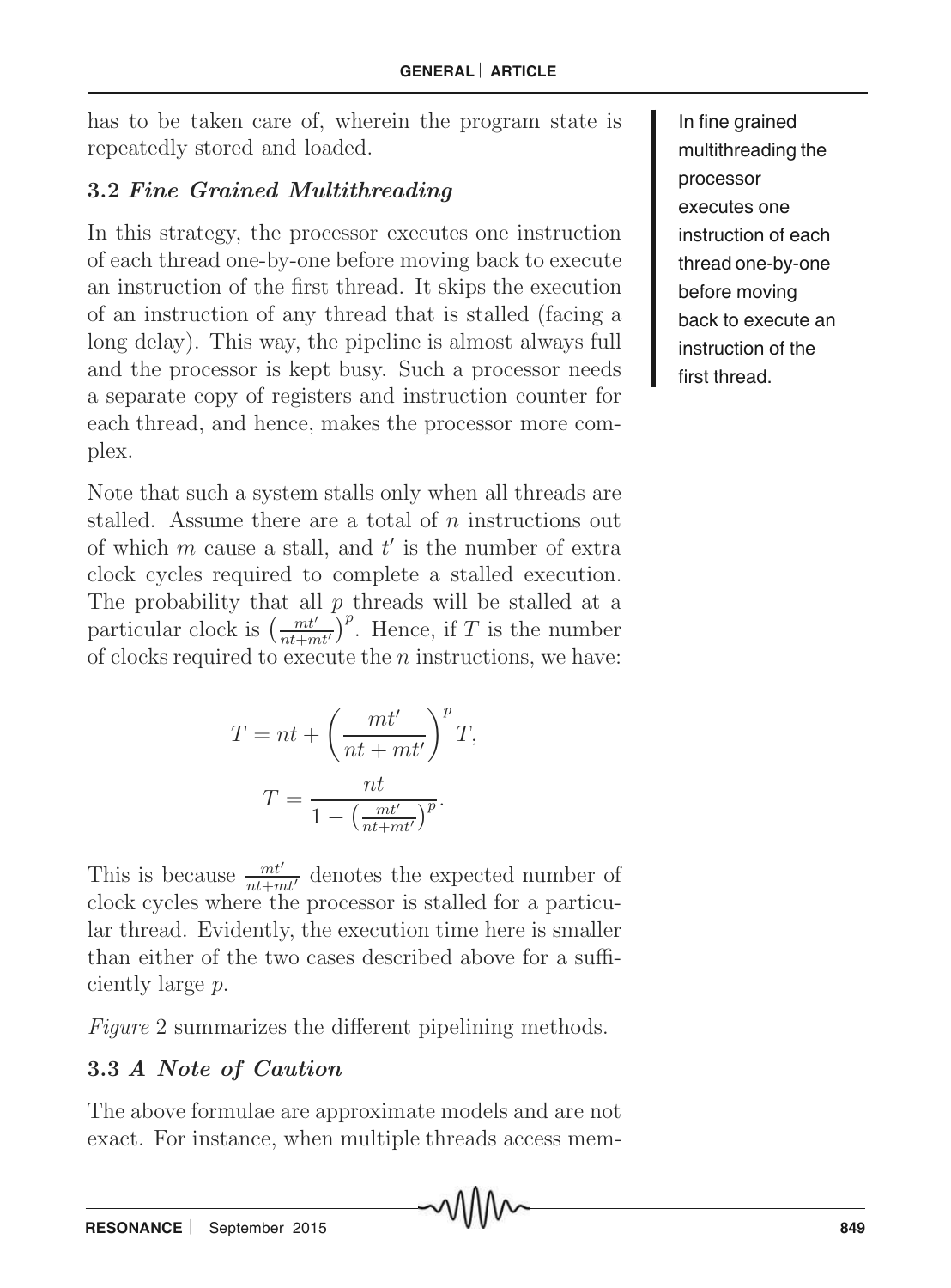has to be taken care of, wherein the program state is repeatedly stored and loaded.

### 3.2 *Fine Grained Multithreading*

In this strategy, the processor executes one instruction of each thread one-by-one before moving back to execute an instruction of the first thread. It skips the execution of an instruction of any thread that is stalled (facing a long delay). This way, the pipeline is almost always full and the processor is kept busy. Such a processor needs a separate copy of registers and instruction counter for each thread, and hence, makes the processor more complex.

In fine grained multithreading the processor executes one instruction of each thread one-by-one before moving back to execute an instruction of the first thread.

Note that such a system stalls only when all threads are stalled. Assume there are a total of $n$ instructions out of which $m$ cause a stall, and $t'$ is the number of extra clock cycles required to complete a stalled execution. The probability that all $p$ threads will be stalled at a particular clock is $\left(\frac{mt'}{nt+mt'}\right)^p$. Hence, if $T$ is the number of clocks required to execute the $n$ instructions, we have:

$$T = nt + \left(\frac{mt'}{nt+mt'}\right)^p T,$$

$$T = \frac{nt}{1 - \left(\frac{mt'}{nt+mt'}\right)^p}.$$

This is because $\frac{mt'}{nt+mt'}$ denotes the expected number of clock cycles where the processor is stalled for a particular thread. Evidently, the execution time here is smaller than either of the two cases described above for a sufficiently large $p$.

*Figure* 2 summarizes the different pipelining methods.

### 3.3 *A Note of Caution*

The above formulae are approximate models and are not exact. For instance, when multiple threads access mem-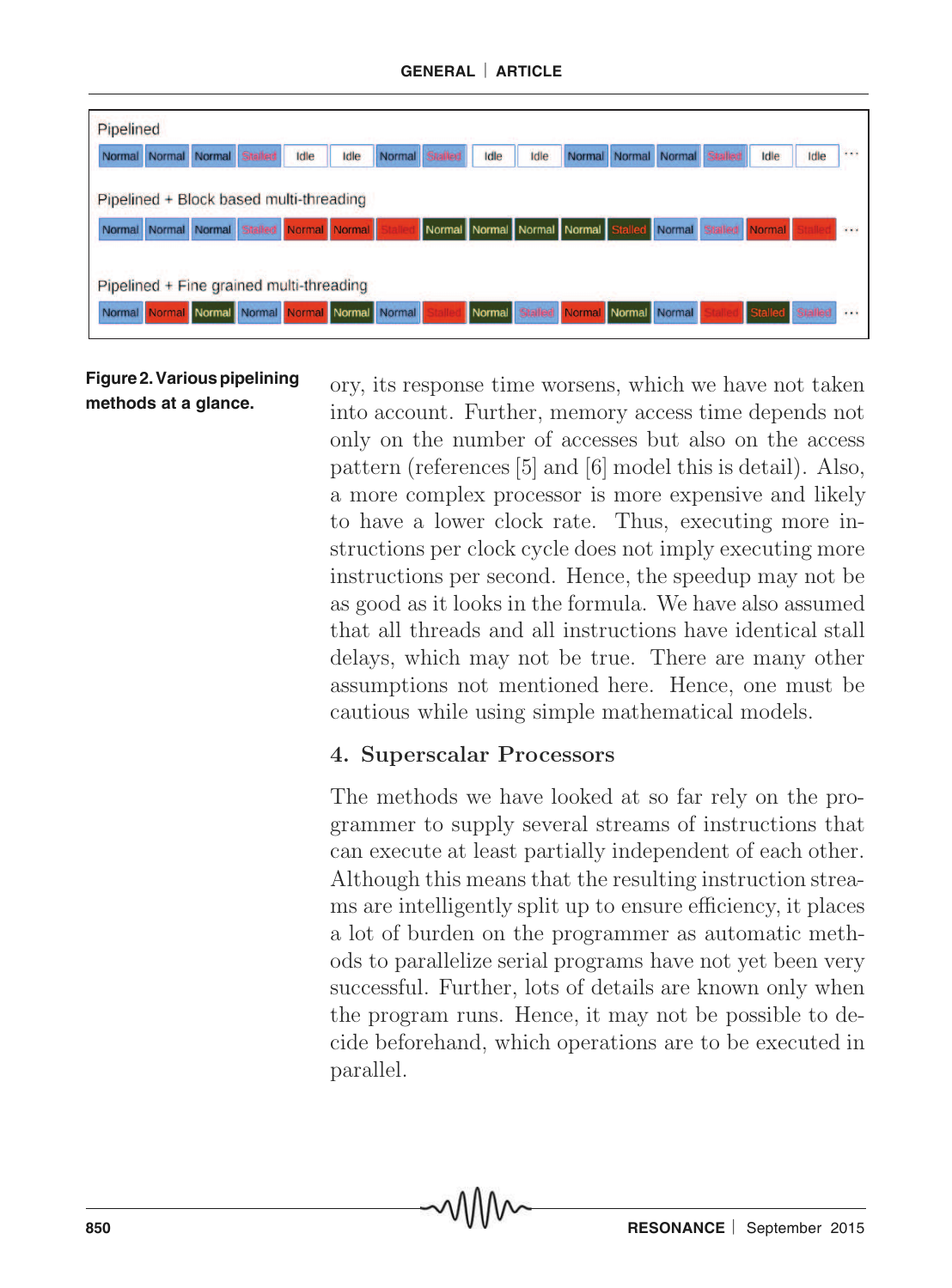Pipelined

Normal | Normal | Normal | Stalled | Idle | Idle | Normal | Stalled | Idle | Idle | Normal | Normal | Normal | Stalled | Idle | Idle | ...

Pipelined + Block based multi-threading

Normal | Normal | Normal | Stalled | Normal | Normal | Stalled | Normal | Normal | Normal | Normal | Stalled | Normal | Stalled | Normal | Stalled | ...

Pipelined + Fine grained multi-threading

Normal | Normal | Normal | Normal | Normal | Normal | Normal | Stalled | Normal | Stalled | Normal | Normal | Normal | Stalled | Stalled | Stalled | ...

**Figure 2. Various pipelining methods at a glance.**

ory, its response time worsens, which we have not taken into account. Further, memory access time depends not only on the number of accesses but also on the access pattern (references [5] and [6] model this is detail). Also, a more complex processor is more expensive and likely to have a lower clock rate. Thus, executing more instructions per clock cycle does not imply executing more instructions per second. Hence, the speedup may not be as good as it looks in the formula. We have also assumed that all threads and all instructions have identical stall delays, which may not be true. There are many other assumptions not mentioned here. Hence, one must be cautious while using simple mathematical models.

## 4. Superscalar Processors

The methods we have looked at so far rely on the programmer to supply several streams of instructions that can execute at least partially independent of each other. Although this means that the resulting instruction streams are intelligently split up to ensure efficiency, it places a lot of burden on the programmer as automatic methods to parallelize serial programs have not yet been very successful. Further, lots of details are known only when the program runs. Hence, it may not be possible to decide beforehand, which operations are to be executed in parallel.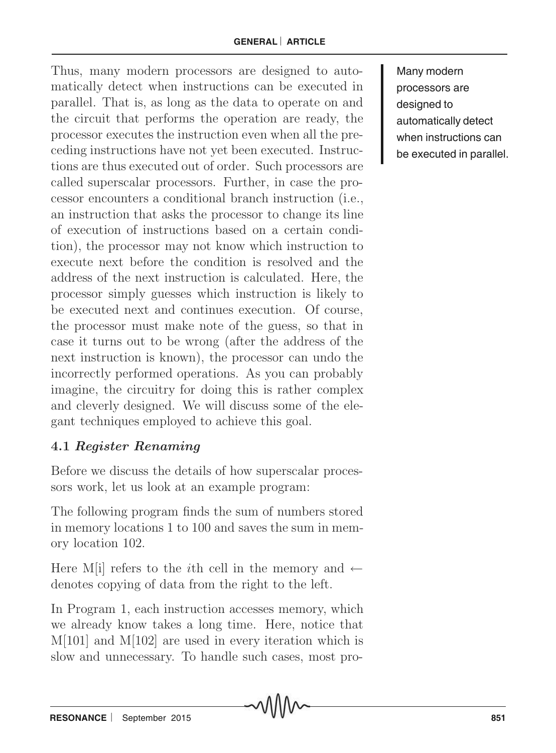Thus, many modern processors are designed to automatically detect when instructions can be executed in parallel. That is, as long as the data to operate on and the circuit that performs the operation are ready, the processor executes the instruction even when all the preceding instructions have not yet been executed. Instructions are thus executed out of order. Such processors are called superscalar processors. Further, in case the processor encounters a conditional branch instruction (i.e., an instruction that asks the processor to change its line of execution of instructions based on a certain condition), the processor may not know which instruction to execute next before the condition is resolved and the address of the next instruction is calculated. Here, the processor simply guesses which instruction is likely to be executed next and continues execution. Of course, the processor must make note of the guess, so that in case it turns out to be wrong (after the address of the next instruction is known), the processor can undo the incorrectly performed operations. As you can probably imagine, the circuitry for doing this is rather complex and cleverly designed. We will discuss some of the elegant techniques employed to achieve this goal.

Many modern processors are designed to automatically detect when instructions can be executed in parallel.

### 4.1 *Register Renaming*

Before we discuss the details of how superscalar processors work, let us look at an example program:

The following program finds the sum of numbers stored in memory locations 1 to 100 and saves the sum in memory location 102.

Here M[i] refers to the $i$th cell in the memory and $\leftarrow$ denotes copying of data from the right to the left.

In Program 1, each instruction accesses memory, which we already know takes a long time. Here, notice that M[101] and M[102] are used in every iteration which is slow and unnecessary. To handle such cases, most pro-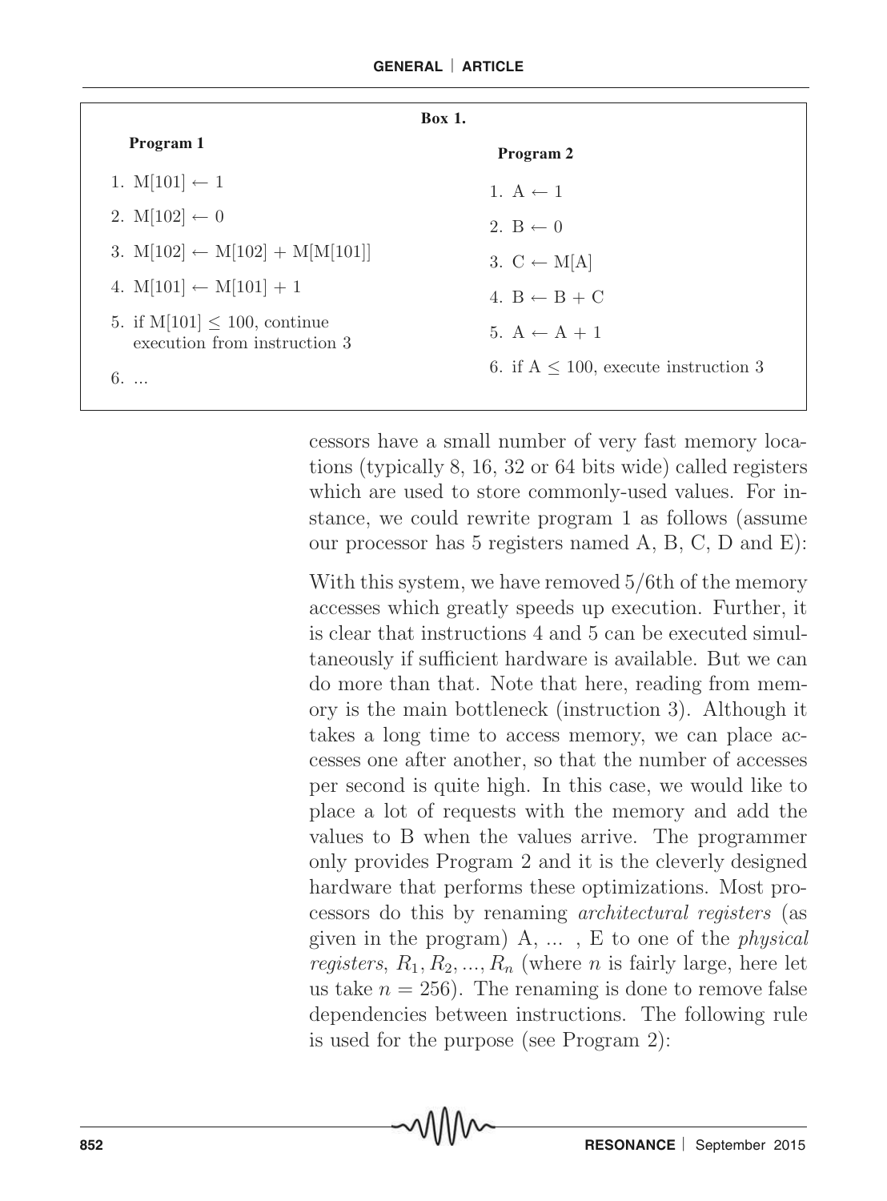**Box 1.**

**Program 1**

1. $M[101] \leftarrow 1$
2. $M[102] \leftarrow 0$
3. $M[102] \leftarrow M[102] + M[M[101]]$
4. $M[101] \leftarrow M[101] + 1$
5. if $M[101] \leq 100$, continue execution from instruction 3
6. ...

**Program 2**

1. $A \leftarrow 1$
2. $B \leftarrow 0$
3. $C \leftarrow M[A]$
4. $B \leftarrow B + C$
5. $A \leftarrow A + 1$
6. if $A \leq 100$, execute instruction 3

cessors have a small number of very fast memory locations (typically 8, 16, 32 or 64 bits wide) called registers which are used to store commonly-used values. For instance, we could rewrite program 1 as follows (assume our processor has 5 registers named A, B, C, D and E):

With this system, we have removed 5/6th of the memory accesses which greatly speeds up execution. Further, it is clear that instructions 4 and 5 can be executed simultaneously if sufficient hardware is available. But we can do more than that. Note that here, reading from memory is the main bottleneck (instruction 3). Although it takes a long time to access memory, we can place accesses one after another, so that the number of accesses per second is quite high. In this case, we would like to place a lot of requests with the memory and add the values to B when the values arrive. The programmer only provides Program 2 and it is the cleverly designed hardware that performs these optimizations. Most processors do this by renaming *architectural registers* (as given in the program) A, ... , E to one of the *physical registers*, $R_1, R_2, ..., R_n$ (where $n$ is fairly large, here let us take $n = 256$). The renaming is done to remove false dependencies between instructions. The following rule is used for the purpose (see Program 2):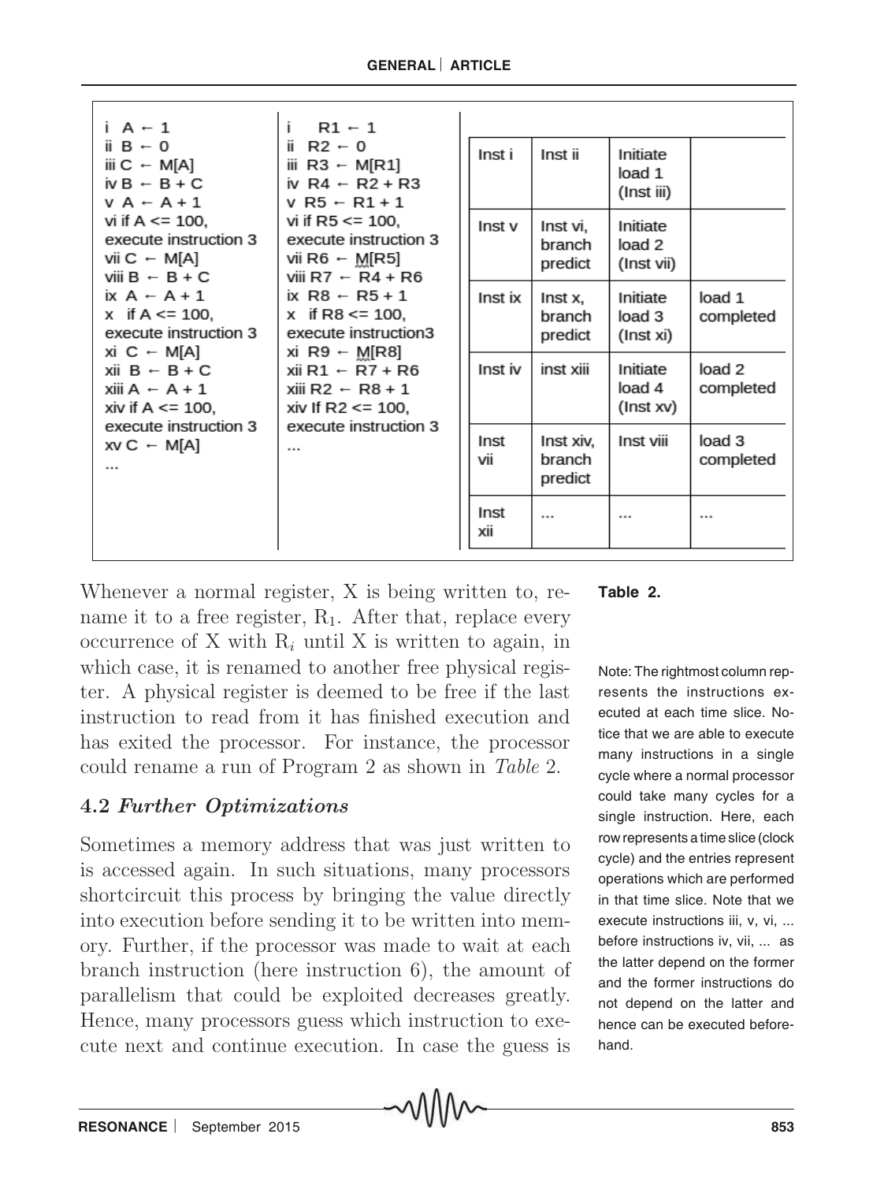| i A ← 1<br>ii B ← 0<br>iii C ← M[A]<br>iv B ← B + C<br>v A ← A + 1<br>vi if A <= 100, execute instruction 3<br>vii C ← M[A]<br>viii B ← B + C<br>ix A ← A + 1<br>x if A <= 100, execute instruction 3<br>xi C ← M[A]<br>xii B ← B + C<br>xiii A ← A + 1<br>xiv if A <= 100, execute instruction 3<br>xv C ← M[A]<br>... | i R1 ← 1<br>ii R2 ← 0<br>iii R3 ← M[R1]<br>iv R4 ← R2 + R3<br>v R5 ← R1 + 1<br>vi if R5 <= 100, execute instruction 3<br>vii R6 ← M[R5]<br>viii R7 ← R4 + R6<br>ix R8 ← R5 + 1<br>x if R8 <= 100, execute instruction3<br>xi R9 ← M[R8]<br>xii R1 ← R7 + R6<br>xiii R2 ← R8 + 1<br>xiv If R2 <= 100, execute instruction 3<br>... |
|---|---|

| | | | |
|---|---|---|---|
| Inst i | Inst ii | Initiate load 1 (Inst iii) | |
| Inst v | Inst vi, branch predict | Initiate load 2 (Inst vii) | |
| Inst ix | Inst x, branch predict | Initiate load 3 (Inst xi) | load 1 completed |
| Inst iv | inst xiii | Initiate load 4 (Inst xv) | load 2 completed |
| Inst vii | Inst xiv, branch predict | Inst viii | load 3 completed |
| Inst xii | ... | ... | ... |

**Table 2.**

Note: The rightmost column represents the instructions executed at each time slice. Notice that we are able to execute many instructions in a single cycle where a normal processor could take many cycles for a single instruction. Here, each row represents a time slice (clock cycle) and the entries represent operations which are performed in that time slice. Note that we execute instructions iii, v, vi, ... before instructions iv, vii, ... as the latter depend on the former and the former instructions do not depend on the latter and hence can be executed beforehand.

Whenever a normal register, X is being written to, rename it to a free register, $R_1$. After that, replace every occurrence of X with $R_i$ until X is written to again, in which case, it is renamed to another free physical register. A physical register is deemed to be free if the last instruction to read from it has finished execution and has exited the processor. For instance, the processor could rename a run of Program 2 as shown in *Table* 2.

### 4.2 *Further Optimizations*

Sometimes a memory address that was just written to is accessed again. In such situations, many processors shortcircuit this process by bringing the value directly into execution before sending it to be written into memory. Further, if the processor was made to wait at each branch instruction (here instruction 6), the amount of parallelism that could be exploited decreases greatly. Hence, many processors guess which instruction to execute next and continue execution. In case the guess is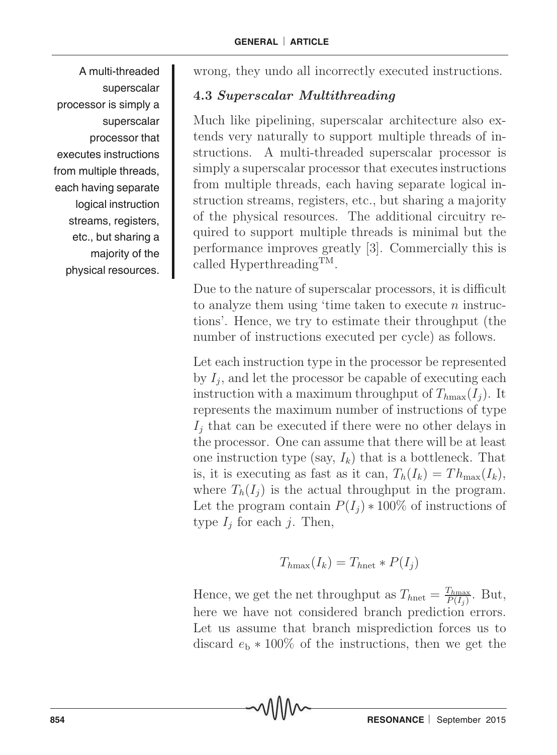A multi-threaded superscalar processor is simply a superscalar processor that executes instructions from multiple threads, each having separate logical instruction streams, registers, etc., but sharing a majority of the physical resources.

wrong, they undo all incorrectly executed instructions.

### 4.3 *Superscalar Multithreading*

Much like pipelining, superscalar architecture also extends very naturally to support multiple threads of instructions. A multi-threaded superscalar processor is simply a superscalar processor that executes instructions from multiple threads, each having separate logical instruction streams, registers, etc., but sharing a majority of the physical resources. The additional circuitry required to support multiple threads is minimal but the performance improves greatly [3]. Commercially this is called Hyperthreading$^{\text{TM}}$.

Due to the nature of superscalar processors, it is difficult to analyze them using 'time taken to execute $n$ instructions'. Hence, we try to estimate their throughput (the number of instructions executed per cycle) as follows.

Let each instruction type in the processor be represented by $I_j$, and let the processor be capable of executing each instruction with a maximum throughput of $T_{h\max}(I_j)$. It represents the maximum number of instructions of type $I_j$ that can be executed if there were no other delays in the processor. One can assume that there will be at least one instruction type (say, $I_k$) that is a bottleneck. That is, it is executing as fast as it can, $T_h(I_k) = Th_{\max}(I_k)$, where $T_h(I_j)$ is the actual throughput in the program. Let the program contain $P(I_j) * 100\%$ of instructions of type $I_j$ for each $j$. Then,

$$T_{h\max}(I_k) = T_{h\text{net}} * P(I_j)$$

Hence, we get the net throughput as $T_{h\text{net}} = \frac{T_{h\max}}{P(I_j)}$. But, here we have not considered branch prediction errors. Let us assume that branch misprediction forces us to discard $e_{\text{b}} * 100\%$ of the instructions, then we get the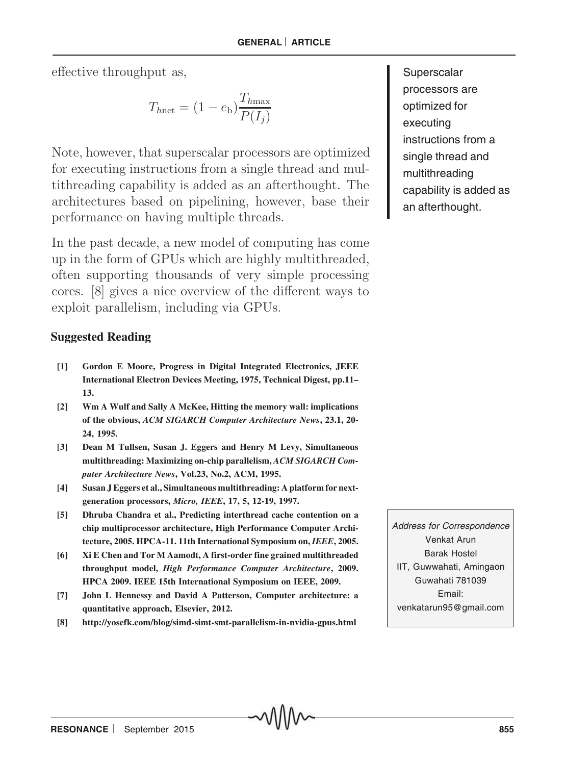effective throughput as,

$$T_{h\text{net}} = (1 - e_{\text{b}})\frac{T_{h\text{max}}}{P(I_j)}$$

Note, however, that superscalar processors are optimized for executing instructions from a single thread and multithreading capability is added as an afterthought. The architectures based on pipelining, however, base their performance on having multiple threads.

Superscalar processors are optimized for executing instructions from a single thread and multithreading capability is added as an afterthought.

In the past decade, a new model of computing has come up in the form of GPUs which are highly multithreaded, often supporting thousands of very simple processing cores. [8] gives a nice overview of the different ways to exploit parallelism, including via GPUs.

## Suggested Reading

- **[1] Gordon E Moore, Progress in Digital Integrated Electronics, JEEE International Electron Devices Meeting, 1975, Technical Digest, pp.11–13.**
- **[2] Wm A Wulf and Sally A McKee, Hitting the memory wall: implications of the obvious, *ACM SIGARCH Computer Architecture News*, 23.1, 20-24, 1995.**
- **[3] Dean M Tullsen, Susan J. Eggers and Henry M Levy, Simultaneous multithreading: Maximizing on-chip parallelism, *ACM SIGARCH Computer Architecture News*, Vol.23, No.2, ACM, 1995.**
- **[4] Susan J Eggers et al., Simultaneous multithreading: A platform for next-generation processors, *Micro, IEEE*, 17, 5, 12-19, 1997.**
- **[5] Dhruba Chandra et al., Predicting interthread cache contention on a chip multiprocessor architecture, High Performance Computer Architecture, 2005. HPCA-11. 11th International Symposium on, *IEEE*, 2005.**
- **[6] Xi E Chen and Tor M Aamodt, A first-order fine grained multithreaded throughput model, *High Performance Computer Architecture*, 2009. HPCA 2009. IEEE 15th International Symposium on IEEE, 2009.**
- **[7] John L Hennessy and David A Patterson, Computer architecture: a quantitative approach, Elsevier, 2012.**
- **[8] http://yosefk.com/blog/simd-simt-smt-parallelism-in-nvidia-gpus.html**

*Address for Correspondence*
Venkat Arun
Barak Hostel
IIT, Guwwahati, Amingaon
Guwahati 781039
Email:
venkatarun95@gmail.com